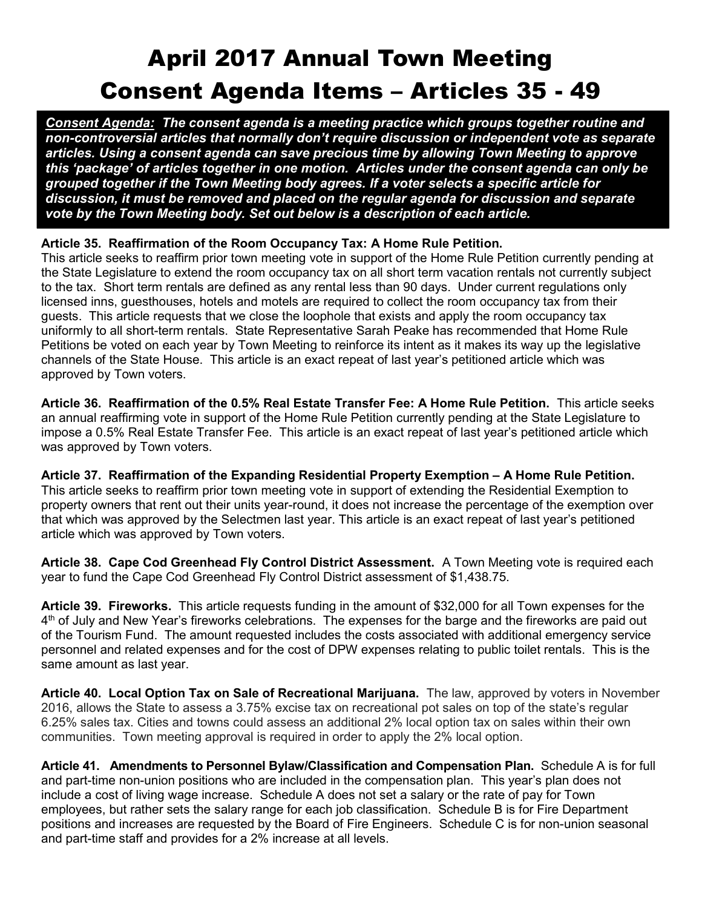# April 2017 Annual Town Meeting
# Consent Agenda Items – Articles 35 - 49

***Consent Agenda:*** ***The consent agenda is a meeting practice which groups together routine and non-controversial articles that normally don't require discussion or independent vote as separate articles. Using a consent agenda can save precious time by allowing Town Meeting to approve this 'package' of articles together in one motion. Articles under the consent agenda can only be grouped together if the Town Meeting body agrees. If a voter selects a specific article for discussion, it must be removed and placed on the regular agenda for discussion and separate vote by the Town Meeting body. Set out below is a description of each article.***

**Article 35. Reaffirmation of the Room Occupancy Tax: A Home Rule Petition.** This article seeks to reaffirm prior town meeting vote in support of the Home Rule Petition currently pending at the State Legislature to extend the room occupancy tax on all short term vacation rentals not currently subject to the tax. Short term rentals are defined as any rental less than 90 days. Under current regulations only licensed inns, guesthouses, hotels and motels are required to collect the room occupancy tax from their guests. This article requests that we close the loophole that exists and apply the room occupancy tax uniformly to all short-term rentals. State Representative Sarah Peake has recommended that Home Rule Petitions be voted on each year by Town Meeting to reinforce its intent as it makes its way up the legislative channels of the State House. This article is an exact repeat of last year's petitioned article which was approved by Town voters.

**Article 36. Reaffirmation of the 0.5% Real Estate Transfer Fee: A Home Rule Petition.** This article seeks an annual reaffirming vote in support of the Home Rule Petition currently pending at the State Legislature to impose a 0.5% Real Estate Transfer Fee. This article is an exact repeat of last year's petitioned article which was approved by Town voters.

**Article 37. Reaffirmation of the Expanding Residential Property Exemption – A Home Rule Petition.** This article seeks to reaffirm prior town meeting vote in support of extending the Residential Exemption to property owners that rent out their units year-round, it does not increase the percentage of the exemption over that which was approved by the Selectmen last year. This article is an exact repeat of last year's petitioned article which was approved by Town voters.

**Article 38. Cape Cod Greenhead Fly Control District Assessment.** A Town Meeting vote is required each year to fund the Cape Cod Greenhead Fly Control District assessment of $1,438.75.

**Article 39. Fireworks.** This article requests funding in the amount of $32,000 for all Town expenses for the 4th of July and New Year's fireworks celebrations. The expenses for the barge and the fireworks are paid out of the Tourism Fund. The amount requested includes the costs associated with additional emergency service personnel and related expenses and for the cost of DPW expenses relating to public toilet rentals. This is the same amount as last year.

**Article 40. Local Option Tax on Sale of Recreational Marijuana.** The law, approved by voters in November 2016, allows the State to assess a 3.75% excise tax on recreational pot sales on top of the state's regular 6.25% sales tax. Cities and towns could assess an additional 2% local option tax on sales within their own communities. Town meeting approval is required in order to apply the 2% local option.

**Article 41. Amendments to Personnel Bylaw/Classification and Compensation Plan.** Schedule A is for full and part-time non-union positions who are included in the compensation plan. This year's plan does not include a cost of living wage increase. Schedule A does not set a salary or the rate of pay for Town employees, but rather sets the salary range for each job classification. Schedule B is for Fire Department positions and increases are requested by the Board of Fire Engineers. Schedule C is for non-union seasonal and part-time staff and provides for a 2% increase at all levels.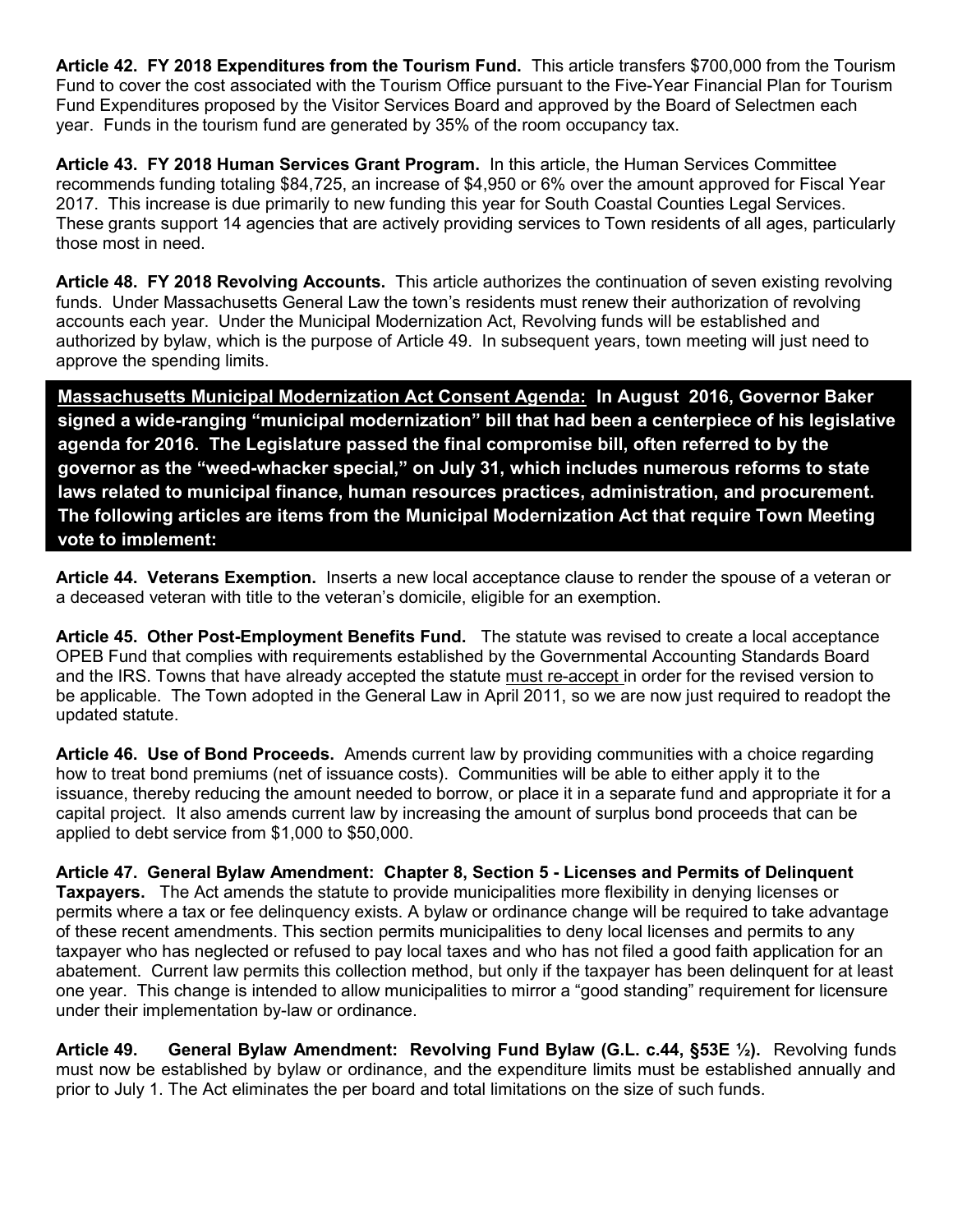**Article 42. FY 2018 Expenditures from the Tourism Fund.** This article transfers $700,000 from the Tourism Fund to cover the cost associated with the Tourism Office pursuant to the Five-Year Financial Plan for Tourism Fund Expenditures proposed by the Visitor Services Board and approved by the Board of Selectmen each year. Funds in the tourism fund are generated by 35% of the room occupancy tax.

**Article 43. FY 2018 Human Services Grant Program.** In this article, the Human Services Committee recommends funding totaling $84,725, an increase of $4,950 or 6% over the amount approved for Fiscal Year 2017. This increase is due primarily to new funding this year for South Coastal Counties Legal Services. These grants support 14 agencies that are actively providing services to Town residents of all ages, particularly those most in need.

**Article 48. FY 2018 Revolving Accounts.** This article authorizes the continuation of seven existing revolving funds. Under Massachusetts General Law the town's residents must renew their authorization of revolving accounts each year. Under the Municipal Modernization Act, Revolving funds will be established and authorized by bylaw, which is the purpose of Article 49. In subsequent years, town meeting will just need to approve the spending limits.

**Massachusetts Municipal Modernization Act Consent Agenda: In August 2016, Governor Baker signed a wide-ranging "municipal modernization" bill that had been a centerpiece of his legislative agenda for 2016. The Legislature passed the final compromise bill, often referred to by the governor as the "weed-whacker special," on July 31, which includes numerous reforms to state laws related to municipal finance, human resources practices, administration, and procurement. The following articles are items from the Municipal Modernization Act that require Town Meeting vote to implement:**

**Article 44. Veterans Exemption.** Inserts a new local acceptance clause to render the spouse of a veteran or a deceased veteran with title to the veteran's domicile, eligible for an exemption.

**Article 45. Other Post-Employment Benefits Fund.** The statute was revised to create a local acceptance OPEB Fund that complies with requirements established by the Governmental Accounting Standards Board and the IRS. Towns that have already accepted the statute must re-accept in order for the revised version to be applicable. The Town adopted in the General Law in April 2011, so we are now just required to readopt the updated statute.

**Article 46. Use of Bond Proceeds.** Amends current law by providing communities with a choice regarding how to treat bond premiums (net of issuance costs). Communities will be able to either apply it to the issuance, thereby reducing the amount needed to borrow, or place it in a separate fund and appropriate it for a capital project. It also amends current law by increasing the amount of surplus bond proceeds that can be applied to debt service from $1,000 to $50,000.

**Article 47. General Bylaw Amendment: Chapter 8, Section 5 - Licenses and Permits of Delinquent Taxpayers.** The Act amends the statute to provide municipalities more flexibility in denying licenses or permits where a tax or fee delinquency exists. A bylaw or ordinance change will be required to take advantage of these recent amendments. This section permits municipalities to deny local licenses and permits to any taxpayer who has neglected or refused to pay local taxes and who has not filed a good faith application for an abatement. Current law permits this collection method, but only if the taxpayer has been delinquent for at least one year. This change is intended to allow municipalities to mirror a "good standing" requirement for licensure under their implementation by-law or ordinance.

**Article 49. General Bylaw Amendment: Revolving Fund Bylaw (G.L. c.44, §53E ½).** Revolving funds must now be established by bylaw or ordinance, and the expenditure limits must be established annually and prior to July 1. The Act eliminates the per board and total limitations on the size of such funds.